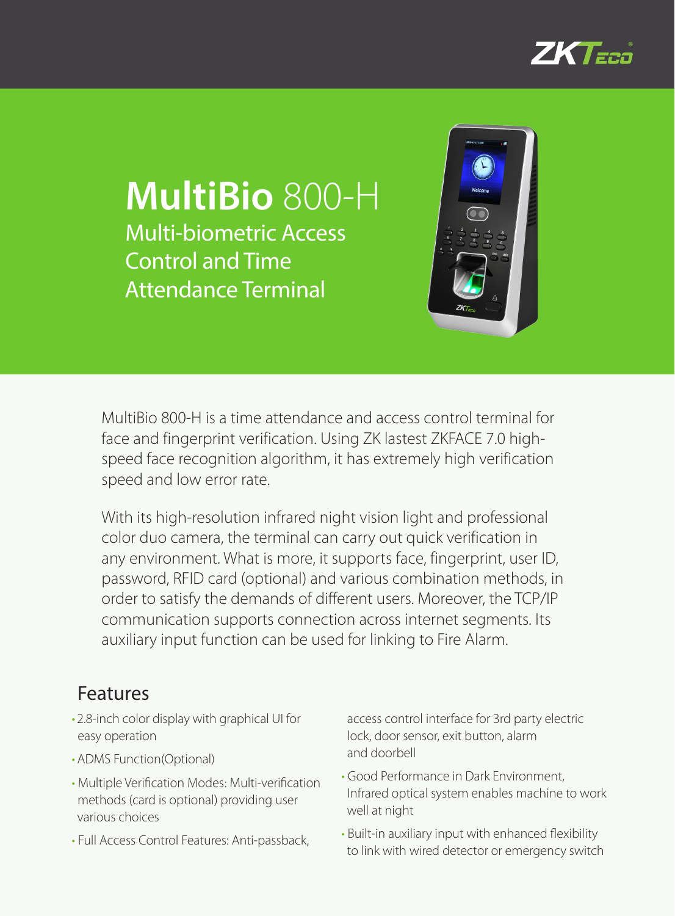# MultiBio 800-H

## Multi-biometric Access Control and Time Attendance Terminal

MultiBio 800-H is a time attendance and access control terminal for face and fingerprint verification. Using ZK lastest ZKFACE 7.0 high-speed face recognition algorithm, it has extremely high verification speed and low error rate.

With its high-resolution infrared night vision light and professional color duo camera, the terminal can carry out quick verification in any environment. What is more, it supports face, fingerprint, user ID, password, RFID card (optional) and various combination methods, in order to satisfy the demands of different users. Moreover, the TCP/IP communication supports connection across internet segments. Its auxiliary input function can be used for linking to Fire Alarm.

## Features

- 2.8-inch color display with graphical UI for easy operation
- ADMS Function(Optional)
- Multiple Verification Modes: Multi-verification methods (card is optional) providing user various choices
- Full Access Control Features: Anti-passback, access control interface for 3rd party electric lock, door sensor, exit button, alarm and doorbell
- Good Performance in Dark Environment, Infrared optical system enables machine to work well at night
- Built-in auxiliary input with enhanced flexibility to link with wired detector or emergency switch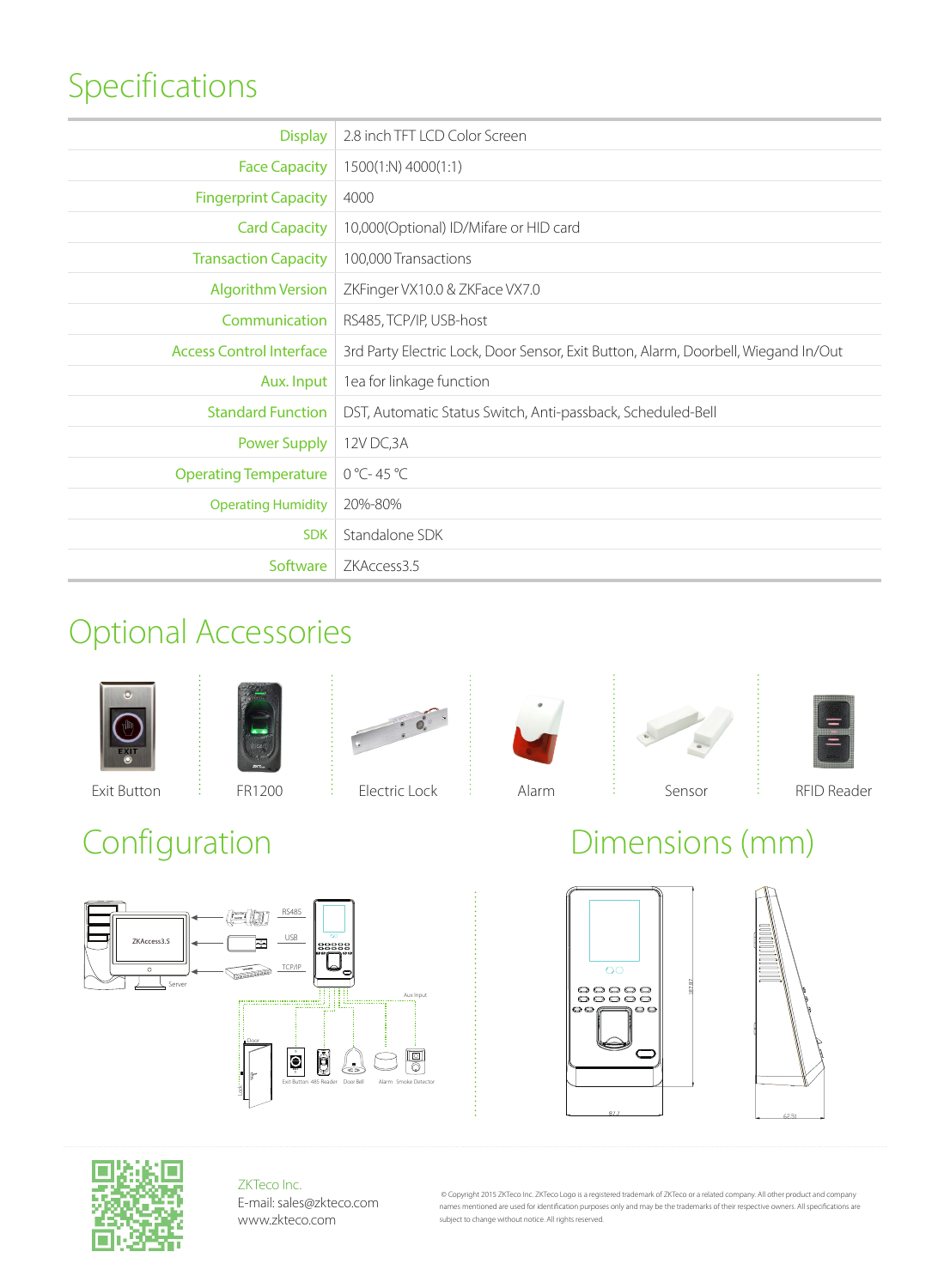# Specifications

| | |
|---|---|
| Display | 2.8 inch TFT LCD Color Screen |
| Face Capacity | 1500(1:N) 4000(1:1) |
| Fingerprint Capacity | 4000 |
| Card Capacity | 10,000(Optional) ID/Mifare or HID card |
| Transaction Capacity | 100,000 Transactions |
| Algorithm Version | ZKFinger VX10.0 & ZKFace VX7.0 |
| Communication | RS485, TCP/IP, USB-host |
| Access Control Interface | 3rd Party Electric Lock, Door Sensor, Exit Button, Alarm, Doorbell, Wiegand In/Out |
| Aux. Input | 1ea for linkage function |
| Standard Function | DST, Automatic Status Switch, Anti-passback, Scheduled-Bell |
| Power Supply | 12V DC,3A |
| Operating Temperature | 0 °C- 45 °C |
| Operating Humidity | 20%-80% |
| SDK | Standalone SDK |
| Software | ZKAccess3.5 |

# Optional Accessories

Exit Button

FR1200

Electric Lock

Alarm

Sensor

RFID Reader

# Configuration

ZKAccess3.5

Server

RS485

USB

TCP/IP

Aux Input

Door

Lock

Exit Button

485 Reader

Door Bell

Alarm

Smoke Detector

# Dimensions (mm)

187.87

81.7

62.51

ZKTeco Inc.
E-mail: sales@zkteco.com
www.zkteco.com

© Copyright 2015 ZKTeco Inc. ZKTeco Logo is a registered trademark of ZKTeco or a related company. All other product and company names mentioned are used for identification purposes only and may be the trademarks of their respective owners. All specifications are subject to change without notice. All rights reserved.